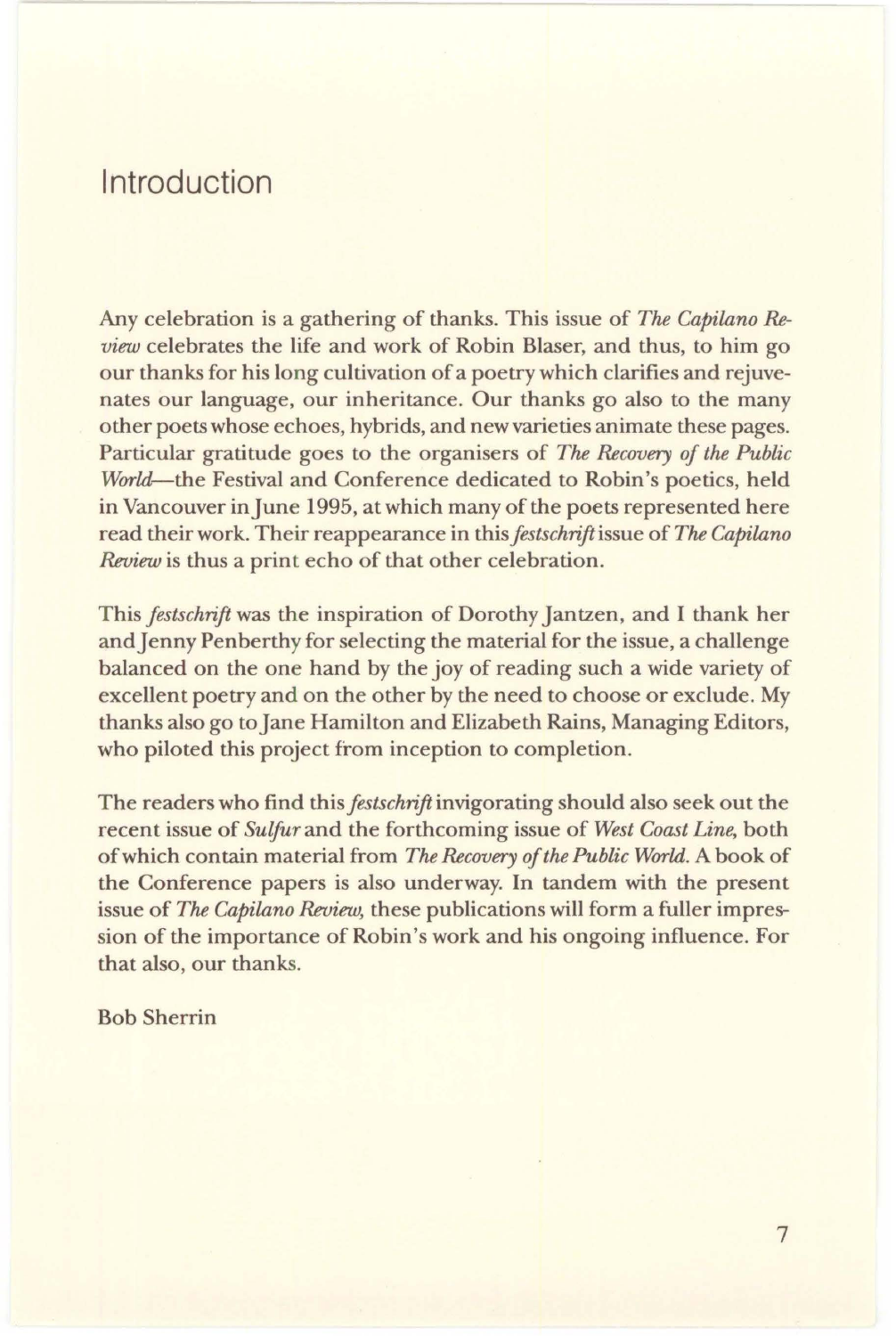# Introduction

Any celebration is a gathering of thanks. This issue of *The Capilano Review* celebrates the life and work of Robin Blaser, and thus, to him go our thanks for his long cultivation of a poetry which clarifies and rejuvenates our language, our inheritance. Our thanks go also to the many other poets whose echoes, hybrids, and new varieties animate these pages. Particular gratitude goes to the organisers of *The Recovery of the Public World*—the Festival and Conference dedicated to Robin's poetics, held in Vancouver in June 1995, at which many of the poets represented here read their work. Their reappearance in this *festschrift* issue of *The Capilano Review* is thus a print echo of that other celebration.

This *festschrift* was the inspiration of Dorothy Jantzen, and I thank her and Jenny Penberthy for selecting the material for the issue, a challenge balanced on the one hand by the joy of reading such a wide variety of excellent poetry and on the other by the need to choose or exclude. My thanks also go to Jane Hamilton and Elizabeth Rains, Managing Editors, who piloted this project from inception to completion.

The readers who find this *festschrift* invigorating should also seek out the recent issue of *Sulfur* and the forthcoming issue of *West Coast Line*, both of which contain material from *The Recovery of the Public World*. A book of the Conference papers is also underway. In tandem with the present issue of *The Capilano Review*, these publications will form a fuller impression of the importance of Robin's work and his ongoing influence. For that also, our thanks.

Bob Sherrin